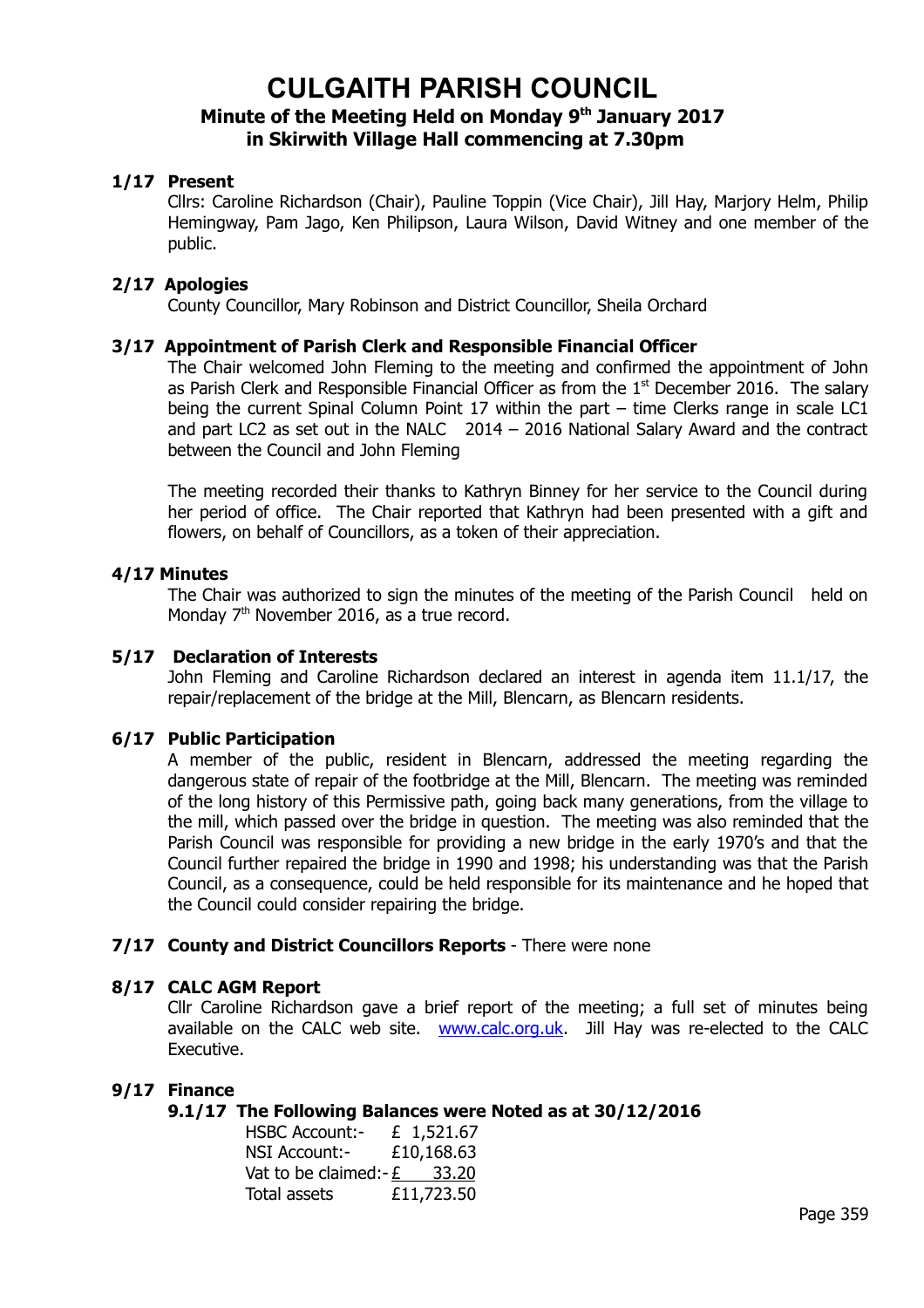# CULGAITH PARISH COUNCIL

## Minute of the Meeting Held on Monday 9th January 2017 in Skirwith Village Hall commencing at 7.30pm

### 1/17 Present

Cllrs: Caroline Richardson (Chair), Pauline Toppin (Vice Chair), Jill Hay, Marjory Helm, Philip Hemingway, Pam Jago, Ken Philipson, Laura Wilson, David Witney and one member of the public.

### 2/17 Apologies

County Councillor, Mary Robinson and District Councillor, Sheila Orchard

### 3/17 Appointment of Parish Clerk and Responsible Financial Officer

The Chair welcomed John Fleming to the meeting and confirmed the appointment of John as Parish Clerk and Responsible Financial Officer as from the 1st December 2016. The salary being the current Spinal Column Point 17 within the part – time Clerks range in scale LC1 and part LC2 as set out in the NALC 2014 – 2016 National Salary Award and the contract between the Council and John Fleming

The meeting recorded their thanks to Kathryn Binney for her service to the Council during her period of office. The Chair reported that Kathryn had been presented with a gift and flowers, on behalf of Councillors, as a token of their appreciation.

### 4/17 Minutes

The Chair was authorized to sign the minutes of the meeting of the Parish Council held on Monday 7th November 2016, as a true record.

### 5/17 Declaration of Interests

John Fleming and Caroline Richardson declared an interest in agenda item 11.1/17, the repair/replacement of the bridge at the Mill, Blencarn, as Blencarn residents.

### 6/17 Public Participation

A member of the public, resident in Blencarn, addressed the meeting regarding the dangerous state of repair of the footbridge at the Mill, Blencarn. The meeting was reminded of the long history of this Permissive path, going back many generations, from the village to the mill, which passed over the bridge in question. The meeting was also reminded that the Parish Council was responsible for providing a new bridge in the early 1970's and that the Council further repaired the bridge in 1990 and 1998; his understanding was that the Parish Council, as a consequence, could be held responsible for its maintenance and he hoped that the Council could consider repairing the bridge.

### 7/17 County and District Councillors Reports - There were none

### 8/17 CALC AGM Report

Cllr Caroline Richardson gave a brief report of the meeting; a full set of minutes being available on the CALC web site. www.calc.org.uk. Jill Hay was re-elected to the CALC Executive.

### 9/17 Finance

#### 9.1/17 The Following Balances were Noted as at 30/12/2016

| | |
|---|---|
| HSBC Account:- | £ 1,521.67 |
| NSI Account:- | £10,168.63 |
| Vat to be claimed:- | £ 33.20 |
| Total assets | £11,723.50 |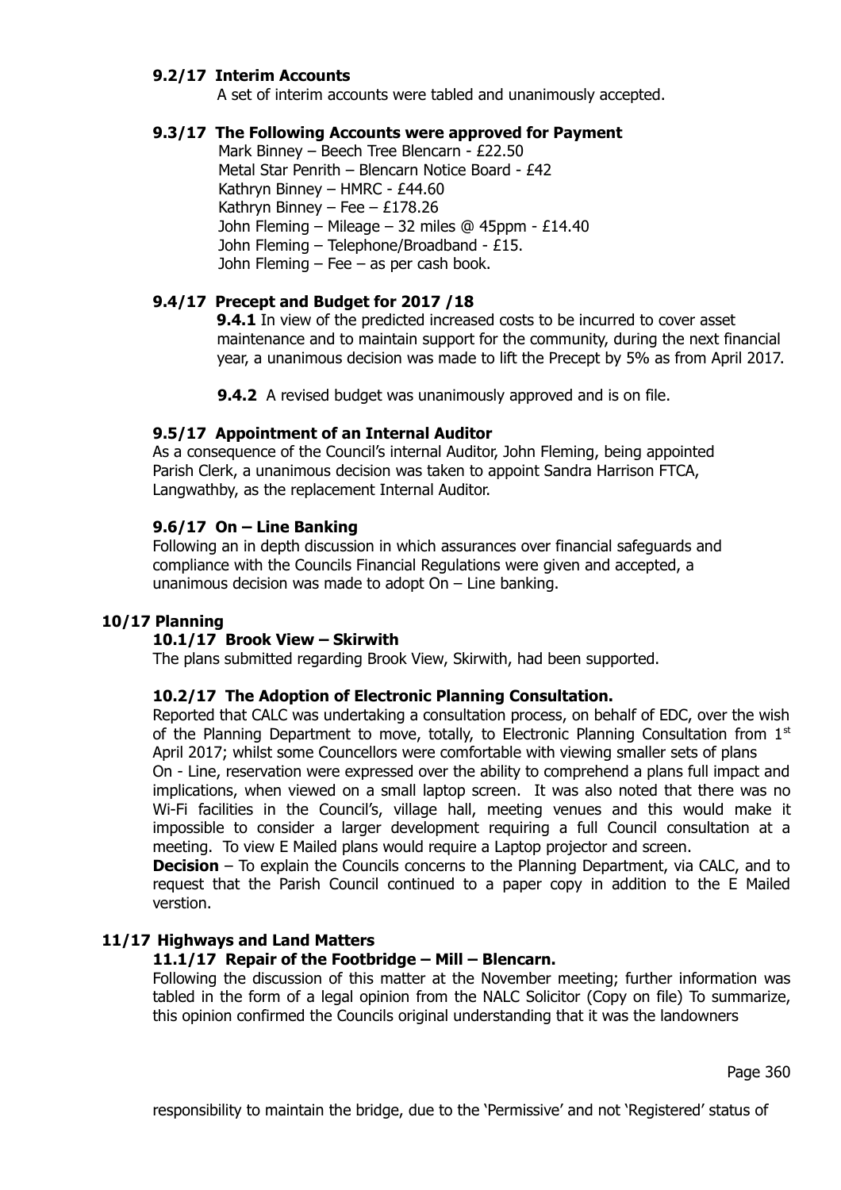### 9.2/17 Interim Accounts

A set of interim accounts were tabled and unanimously accepted.

### 9.3/17 The Following Accounts were approved for Payment

Mark Binney – Beech Tree Blencarn - £22.50
Metal Star Penrith – Blencarn Notice Board - £42
Kathryn Binney – HMRC - £44.60
Kathryn Binney – Fee – £178.26
John Fleming – Mileage – 32 miles @ 45ppm - £14.40
John Fleming – Telephone/Broadband - £15.
John Fleming – Fee – as per cash book.

### 9.4/17 Precept and Budget for 2017 /18

**9.4.1** In view of the predicted increased costs to be incurred to cover asset maintenance and to maintain support for the community, during the next financial year, a unanimous decision was made to lift the Precept by 5% as from April 2017.

**9.4.2** A revised budget was unanimously approved and is on file.

### 9.5/17 Appointment of an Internal Auditor

As a consequence of the Council's internal Auditor, John Fleming, being appointed Parish Clerk, a unanimous decision was taken to appoint Sandra Harrison FTCA, Langwathby, as the replacement Internal Auditor.

### 9.6/17 On – Line Banking

Following an in depth discussion in which assurances over financial safeguards and compliance with the Councils Financial Regulations were given and accepted, a unanimous decision was made to adopt On – Line banking.

## 10/17 Planning

### 10.1/17 Brook View – Skirwith

The plans submitted regarding Brook View, Skirwith, had been supported.

### 10.2/17 The Adoption of Electronic Planning Consultation.

Reported that CALC was undertaking a consultation process, on behalf of EDC, over the wish of the Planning Department to move, totally, to Electronic Planning Consultation from 1st April 2017; whilst some Councellors were comfortable with viewing smaller sets of plans On - Line, reservation were expressed over the ability to comprehend a plans full impact and implications, when viewed on a small laptop screen. It was also noted that there was no Wi-Fi facilities in the Council's, village hall, meeting venues and this would make it impossible to consider a larger development requiring a full Council consultation at a meeting. To view E Mailed plans would require a Laptop projector and screen.

**Decision** – To explain the Councils concerns to the Planning Department, via CALC, and to request that the Parish Council continued to a paper copy in addition to the E Mailed verstion.

## 11/17 Highways and Land Matters

### 11.1/17 Repair of the Footbridge – Mill – Blencarn.

Following the discussion of this matter at the November meeting; further information was tabled in the form of a legal opinion from the NALC Solicitor (Copy on file) To summarize, this opinion confirmed the Councils original understanding that it was the landowners

responsibility to maintain the bridge, due to the 'Permissive' and not 'Registered' status of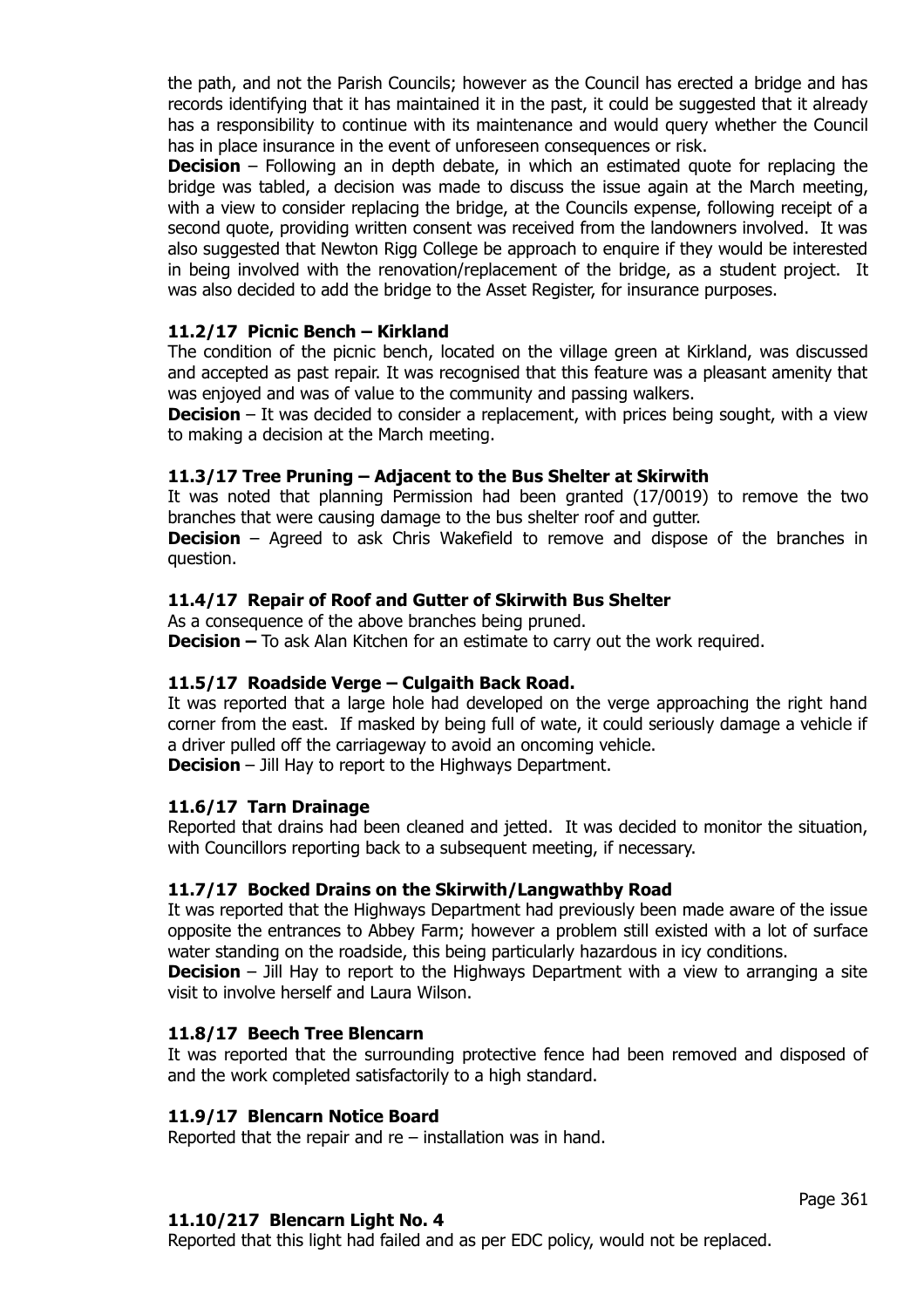the path, and not the Parish Councils; however as the Council has erected a bridge and has records identifying that it has maintained it in the past, it could be suggested that it already has a responsibility to continue with its maintenance and would query whether the Council has in place insurance in the event of unforeseen consequences or risk.

**Decision** – Following an in depth debate, in which an estimated quote for replacing the bridge was tabled, a decision was made to discuss the issue again at the March meeting, with a view to consider replacing the bridge, at the Councils expense, following receipt of a second quote, providing written consent was received from the landowners involved. It was also suggested that Newton Rigg College be approach to enquire if they would be interested in being involved with the renovation/replacement of the bridge, as a student project. It was also decided to add the bridge to the Asset Register, for insurance purposes.

### 11.2/17 Picnic Bench – Kirkland

The condition of the picnic bench, located on the village green at Kirkland, was discussed and accepted as past repair. It was recognised that this feature was a pleasant amenity that was enjoyed and was of value to the community and passing walkers.

**Decision** – It was decided to consider a replacement, with prices being sought, with a view to making a decision at the March meeting.

### 11.3/17 Tree Pruning – Adjacent to the Bus Shelter at Skirwith

It was noted that planning Permission had been granted (17/0019) to remove the two branches that were causing damage to the bus shelter roof and gutter.

**Decision** – Agreed to ask Chris Wakefield to remove and dispose of the branches in question.

### 11.4/17 Repair of Roof and Gutter of Skirwith Bus Shelter

As a consequence of the above branches being pruned.

**Decision –** To ask Alan Kitchen for an estimate to carry out the work required.

### 11.5/17 Roadside Verge – Culgaith Back Road.

It was reported that a large hole had developed on the verge approaching the right hand corner from the east. If masked by being full of wate, it could seriously damage a vehicle if a driver pulled off the carriageway to avoid an oncoming vehicle.

**Decision** – Jill Hay to report to the Highways Department.

### 11.6/17 Tarn Drainage

Reported that drains had been cleaned and jetted. It was decided to monitor the situation, with Councillors reporting back to a subsequent meeting, if necessary.

### 11.7/17 Bocked Drains on the Skirwith/Langwathby Road

It was reported that the Highways Department had previously been made aware of the issue opposite the entrances to Abbey Farm; however a problem still existed with a lot of surface water standing on the roadside, this being particularly hazardous in icy conditions.

**Decision** – Jill Hay to report to the Highways Department with a view to arranging a site visit to involve herself and Laura Wilson.

### 11.8/17 Beech Tree Blencarn

It was reported that the surrounding protective fence had been removed and disposed of and the work completed satisfactorily to a high standard.

### 11.9/17 Blencarn Notice Board

Reported that the repair and re – installation was in hand.

### 11.10/217 Blencarn Light No. 4

Reported that this light had failed and as per EDC policy, would not be replaced.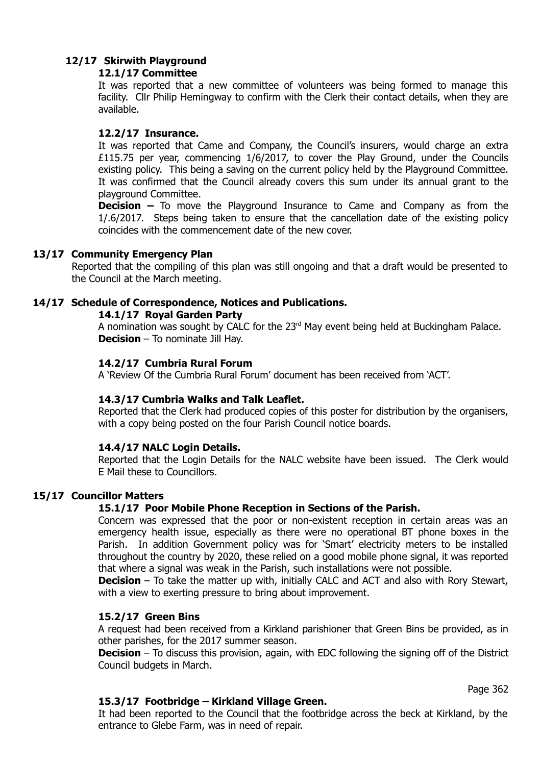## 12/17 Skirwith Playground

### 12.1/17 Committee

It was reported that a new committee of volunteers was being formed to manage this facility. Cllr Philip Hemingway to confirm with the Clerk their contact details, when they are available.

### 12.2/17 Insurance.

It was reported that Came and Company, the Council's insurers, would charge an extra £115.75 per year, commencing 1/6/2017, to cover the Play Ground, under the Councils existing policy. This being a saving on the current policy held by the Playground Committee. It was confirmed that the Council already covers this sum under its annual grant to the playground Committee.

**Decision –** To move the Playground Insurance to Came and Company as from the 1/.6/2017. Steps being taken to ensure that the cancellation date of the existing policy coincides with the commencement date of the new cover.

## 13/17 Community Emergency Plan

Reported that the compiling of this plan was still ongoing and that a draft would be presented to the Council at the March meeting.

## 14/17 Schedule of Correspondence, Notices and Publications.

### 14.1/17 Royal Garden Party

A nomination was sought by CALC for the 23rd May event being held at Buckingham Palace.

**Decision** – To nominate Jill Hay.

### 14.2/17 Cumbria Rural Forum

A 'Review Of the Cumbria Rural Forum' document has been received from 'ACT'.

### 14.3/17 Cumbria Walks and Talk Leaflet.

Reported that the Clerk had produced copies of this poster for distribution by the organisers, with a copy being posted on the four Parish Council notice boards.

### 14.4/17 NALC Login Details.

Reported that the Login Details for the NALC website have been issued. The Clerk would E Mail these to Councillors.

## 15/17 Councillor Matters

### 15.1/17 Poor Mobile Phone Reception in Sections of the Parish.

Concern was expressed that the poor or non-existent reception in certain areas was an emergency health issue, especially as there were no operational BT phone boxes in the Parish. In addition Government policy was for 'Smart' electricity meters to be installed throughout the country by 2020, these relied on a good mobile phone signal, it was reported that where a signal was weak in the Parish, such installations were not possible.

**Decision** – To take the matter up with, initially CALC and ACT and also with Rory Stewart, with a view to exerting pressure to bring about improvement.

### 15.2/17 Green Bins

A request had been received from a Kirkland parishioner that Green Bins be provided, as in other parishes, for the 2017 summer season.

**Decision** – To discuss this provision, again, with EDC following the signing off of the District Council budgets in March.

### 15.3/17 Footbridge – Kirkland Village Green.

It had been reported to the Council that the footbridge across the beck at Kirkland, by the entrance to Glebe Farm, was in need of repair.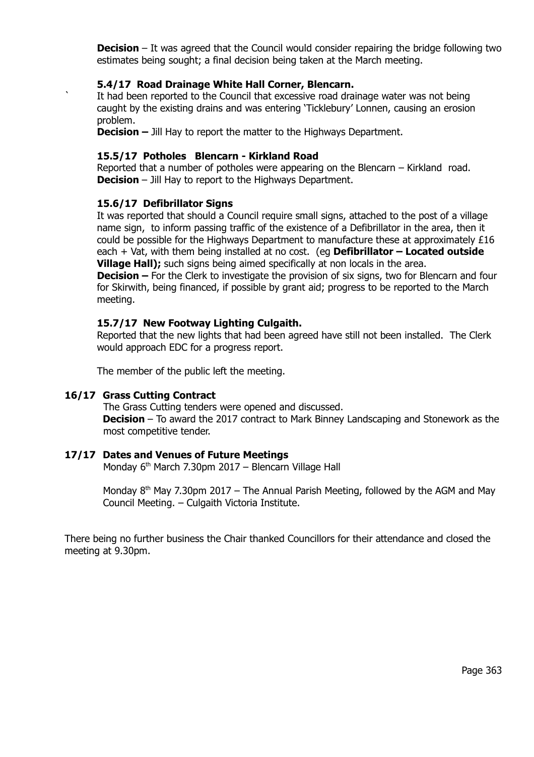**Decision** – It was agreed that the Council would consider repairing the bridge following two estimates being sought; a final decision being taken at the March meeting.

### 5.4/17 Road Drainage White Hall Corner, Blencarn.

` It had been reported to the Council that excessive road drainage water was not being caught by the existing drains and was entering 'Ticklebury' Lonnen, causing an erosion problem.

**Decision –** Jill Hay to report the matter to the Highways Department.

### 15.5/17 Potholes Blencarn - Kirkland Road

Reported that a number of potholes were appearing on the Blencarn – Kirkland road.

**Decision** – Jill Hay to report to the Highways Department.

### 15.6/17 Defibrillator Signs

It was reported that should a Council require small signs, attached to the post of a village name sign, to inform passing traffic of the existence of a Defibrillator in the area, then it could be possible for the Highways Department to manufacture these at approximately £16 each + Vat, with them being installed at no cost. (eg **Defibrillator – Located outside Village Hall);** such signs being aimed specifically at non locals in the area.

**Decision –** For the Clerk to investigate the provision of six signs, two for Blencarn and four for Skirwith, being financed, if possible by grant aid; progress to be reported to the March meeting.

### 15.7/17 New Footway Lighting Culgaith.

Reported that the new lights that had been agreed have still not been installed. The Clerk would approach EDC for a progress report.

The member of the public left the meeting.

## 16/17 Grass Cutting Contract

The Grass Cutting tenders were opened and discussed.

**Decision** – To award the 2017 contract to Mark Binney Landscaping and Stonework as the most competitive tender.

## 17/17 Dates and Venues of Future Meetings

Monday 6th March 7.30pm 2017 – Blencarn Village Hall

Monday 8th May 7.30pm 2017 – The Annual Parish Meeting, followed by the AGM and May Council Meeting. – Culgaith Victoria Institute.

There being no further business the Chair thanked Councillors for their attendance and closed the meeting at 9.30pm.